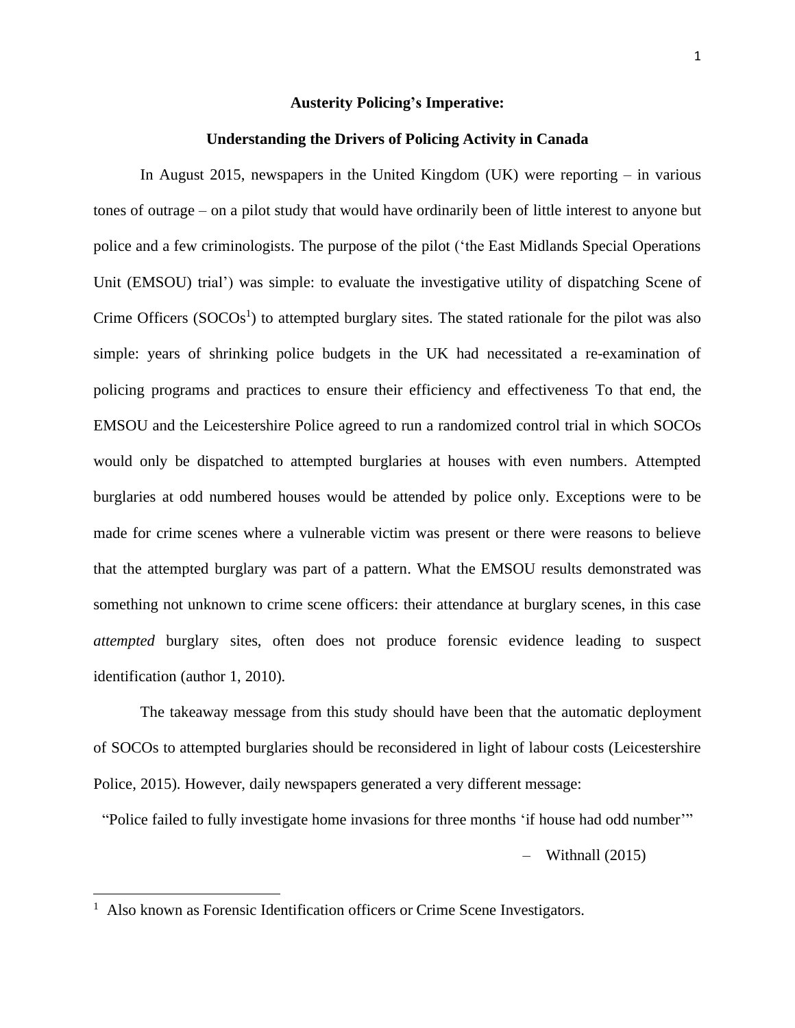# Austerity Policing's Imperative:

## Understanding the Drivers of Policing Activity in Canada

In August 2015, newspapers in the United Kingdom (UK) were reporting – in various tones of outrage – on a pilot study that would have ordinarily been of little interest to anyone but police and a few criminologists. The purpose of the pilot ('the East Midlands Special Operations Unit (EMSOU) trial') was simple: to evaluate the investigative utility of dispatching Scene of Crime Officers (SOCOs[1]) to attempted burglary sites. The stated rationale for the pilot was also simple: years of shrinking police budgets in the UK had necessitated a re-examination of policing programs and practices to ensure their efficiency and effectiveness To that end, the EMSOU and the Leicestershire Police agreed to run a randomized control trial in which SOCOs would only be dispatched to attempted burglaries at houses with even numbers. Attempted burglaries at odd numbered houses would be attended by police only. Exceptions were to be made for crime scenes where a vulnerable victim was present or there were reasons to believe that the attempted burglary was part of a pattern. What the EMSOU results demonstrated was something not unknown to crime scene officers: their attendance at burglary scenes, in this case *attempted* burglary sites, often does not produce forensic evidence leading to suspect identification (author 1, 2010).

The takeaway message from this study should have been that the automatic deployment of SOCOs to attempted burglaries should be reconsidered in light of labour costs (Leicestershire Police, 2015). However, daily newspapers generated a very different message:

> "Police failed to fully investigate home invasions for three months 'if house had odd number'"
>
> – Withnall (2015)

---

[1] Also known as Forensic Identification officers or Crime Scene Investigators.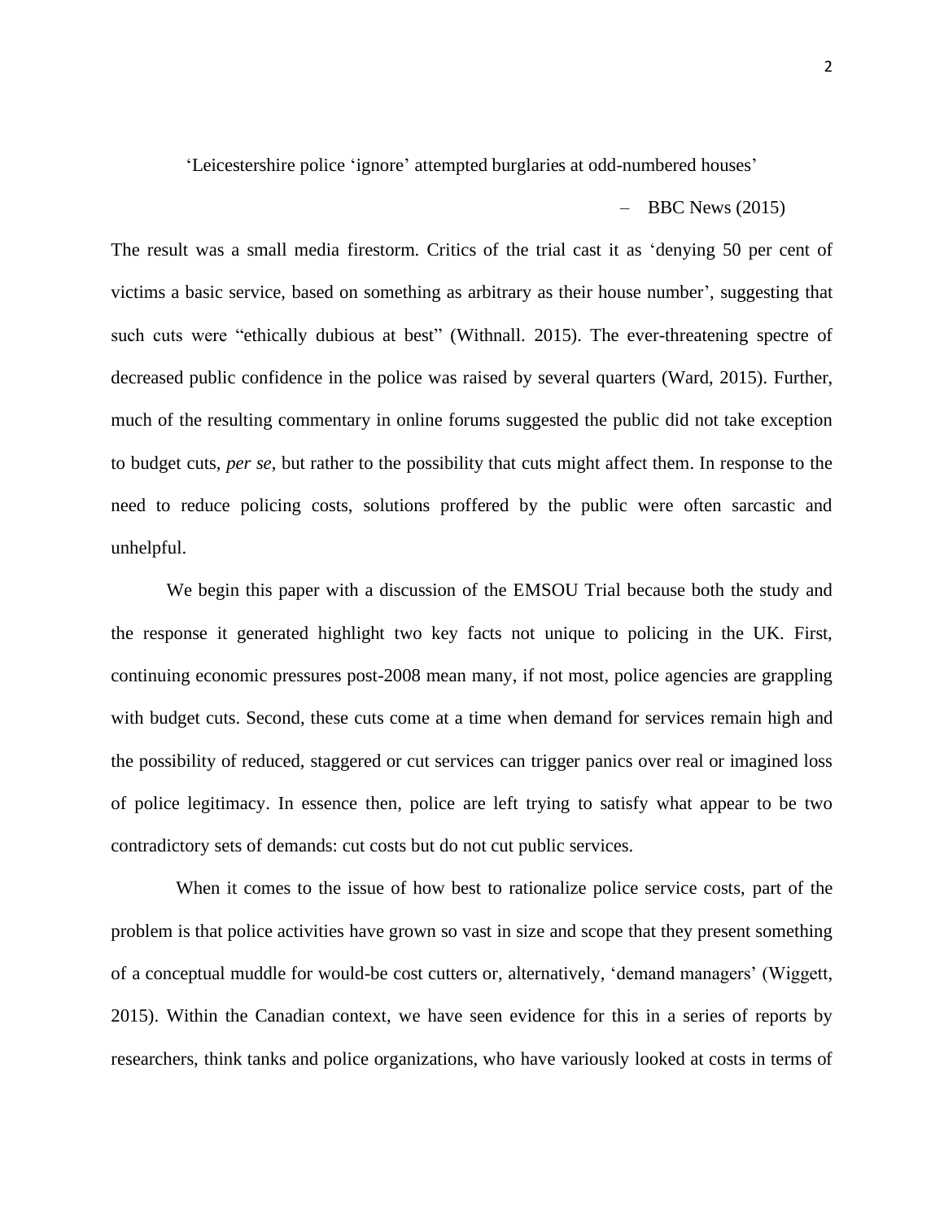'Leicestershire police 'ignore' attempted burglaries at odd-numbered houses'

– BBC News (2015)

The result was a small media firestorm. Critics of the trial cast it as 'denying 50 per cent of victims a basic service, based on something as arbitrary as their house number', suggesting that such cuts were "ethically dubious at best" (Withnall. 2015). The ever-threatening spectre of decreased public confidence in the police was raised by several quarters (Ward, 2015). Further, much of the resulting commentary in online forums suggested the public did not take exception to budget cuts, *per se*, but rather to the possibility that cuts might affect them. In response to the need to reduce policing costs, solutions proffered by the public were often sarcastic and unhelpful.

We begin this paper with a discussion of the EMSOU Trial because both the study and the response it generated highlight two key facts not unique to policing in the UK. First, continuing economic pressures post-2008 mean many, if not most, police agencies are grappling with budget cuts. Second, these cuts come at a time when demand for services remain high and the possibility of reduced, staggered or cut services can trigger panics over real or imagined loss of police legitimacy. In essence then, police are left trying to satisfy what appear to be two contradictory sets of demands: cut costs but do not cut public services.

When it comes to the issue of how best to rationalize police service costs, part of the problem is that police activities have grown so vast in size and scope that they present something of a conceptual muddle for would-be cost cutters or, alternatively, 'demand managers' (Wiggett, 2015). Within the Canadian context, we have seen evidence for this in a series of reports by researchers, think tanks and police organizations, who have variously looked at costs in terms of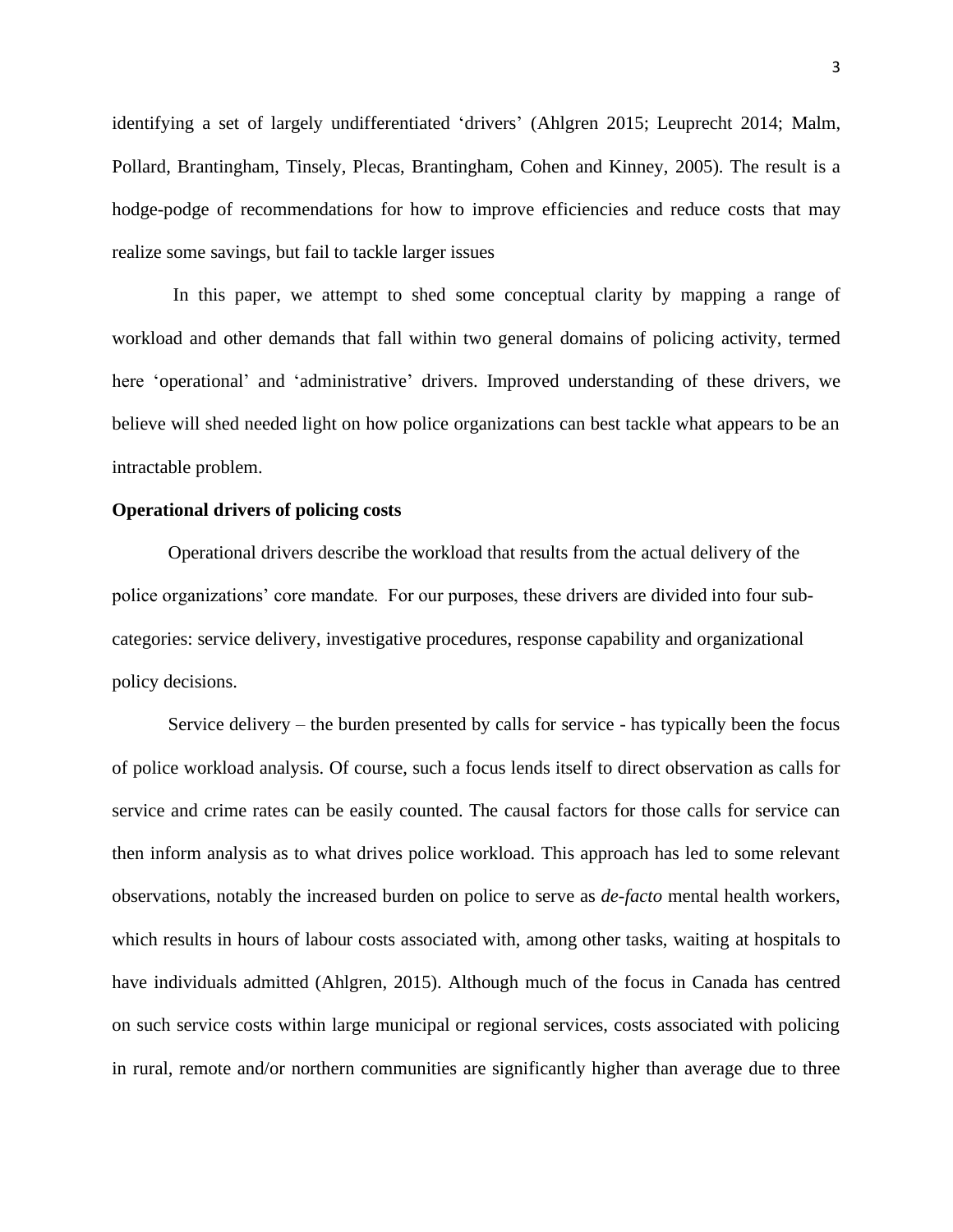identifying a set of largely undifferentiated 'drivers' (Ahlgren 2015; Leuprecht 2014; Malm, Pollard, Brantingham, Tinsely, Plecas, Brantingham, Cohen and Kinney, 2005). The result is a hodge-podge of recommendations for how to improve efficiencies and reduce costs that may realize some savings, but fail to tackle larger issues

In this paper, we attempt to shed some conceptual clarity by mapping a range of workload and other demands that fall within two general domains of policing activity, termed here 'operational' and 'administrative' drivers. Improved understanding of these drivers, we believe will shed needed light on how police organizations can best tackle what appears to be an intractable problem.

**Operational drivers of policing costs**

Operational drivers describe the workload that results from the actual delivery of the police organizations' core mandate. For our purposes, these drivers are divided into four sub-categories: service delivery, investigative procedures, response capability and organizational policy decisions.

Service delivery – the burden presented by calls for service - has typically been the focus of police workload analysis. Of course, such a focus lends itself to direct observation as calls for service and crime rates can be easily counted. The causal factors for those calls for service can then inform analysis as to what drives police workload. This approach has led to some relevant observations, notably the increased burden on police to serve as *de-facto* mental health workers, which results in hours of labour costs associated with, among other tasks, waiting at hospitals to have individuals admitted (Ahlgren, 2015). Although much of the focus in Canada has centred on such service costs within large municipal or regional services, costs associated with policing in rural, remote and/or northern communities are significantly higher than average due to three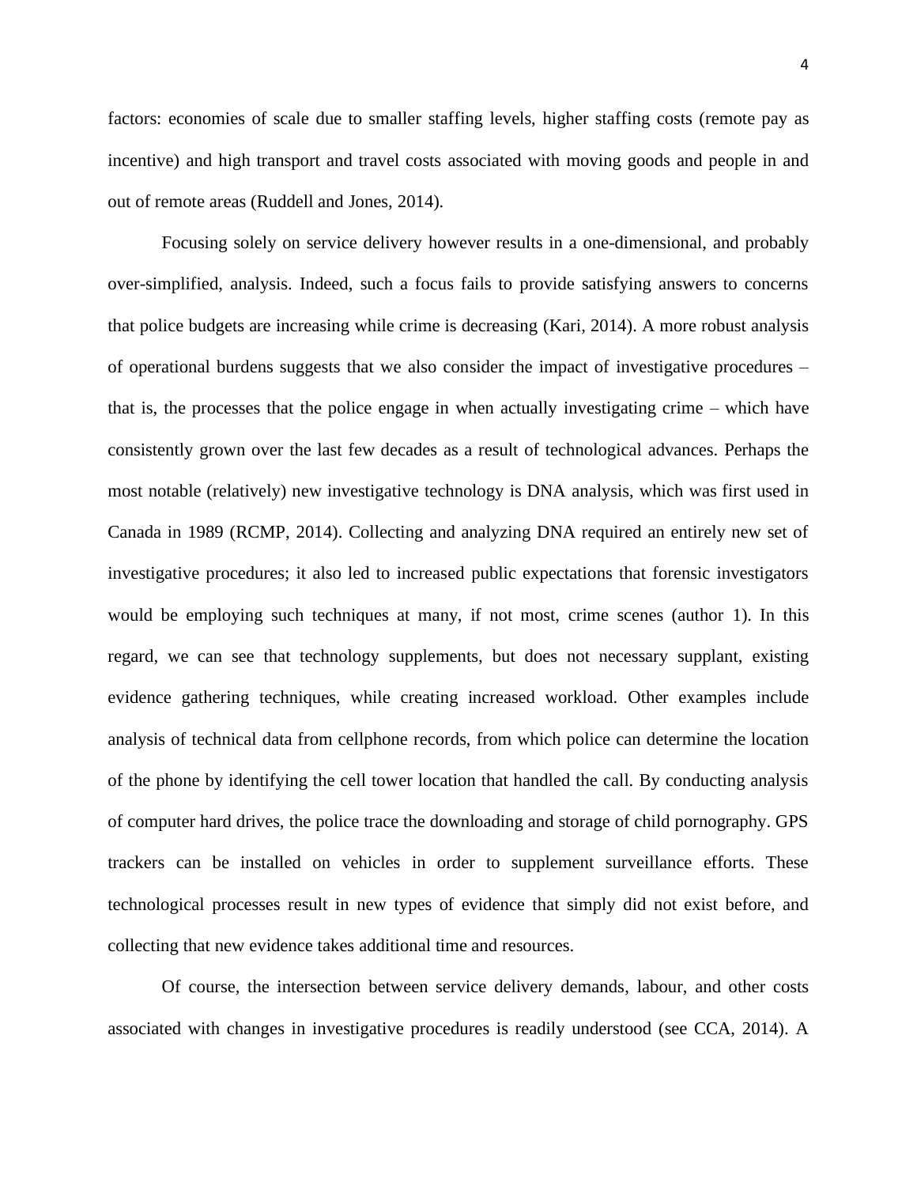factors: economies of scale due to smaller staffing levels, higher staffing costs (remote pay as incentive) and high transport and travel costs associated with moving goods and people in and out of remote areas (Ruddell and Jones, 2014).

Focusing solely on service delivery however results in a one-dimensional, and probably over-simplified, analysis. Indeed, such a focus fails to provide satisfying answers to concerns that police budgets are increasing while crime is decreasing (Kari, 2014). A more robust analysis of operational burdens suggests that we also consider the impact of investigative procedures – that is, the processes that the police engage in when actually investigating crime – which have consistently grown over the last few decades as a result of technological advances. Perhaps the most notable (relatively) new investigative technology is DNA analysis, which was first used in Canada in 1989 (RCMP, 2014). Collecting and analyzing DNA required an entirely new set of investigative procedures; it also led to increased public expectations that forensic investigators would be employing such techniques at many, if not most, crime scenes (author 1). In this regard, we can see that technology supplements, but does not necessary supplant, existing evidence gathering techniques, while creating increased workload. Other examples include analysis of technical data from cellphone records, from which police can determine the location of the phone by identifying the cell tower location that handled the call. By conducting analysis of computer hard drives, the police trace the downloading and storage of child pornography. GPS trackers can be installed on vehicles in order to supplement surveillance efforts. These technological processes result in new types of evidence that simply did not exist before, and collecting that new evidence takes additional time and resources.

Of course, the intersection between service delivery demands, labour, and other costs associated with changes in investigative procedures is readily understood (see CCA, 2014). A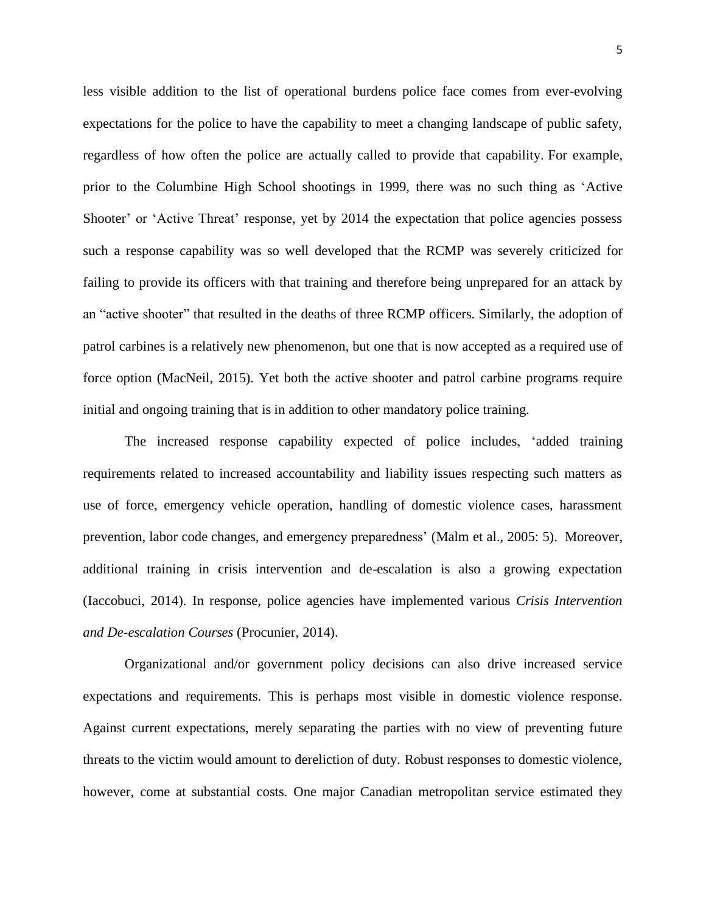less visible addition to the list of operational burdens police face comes from ever-evolving expectations for the police to have the capability to meet a changing landscape of public safety, regardless of how often the police are actually called to provide that capability. For example, prior to the Columbine High School shootings in 1999, there was no such thing as 'Active Shooter' or 'Active Threat' response, yet by 2014 the expectation that police agencies possess such a response capability was so well developed that the RCMP was severely criticized for failing to provide its officers with that training and therefore being unprepared for an attack by an "active shooter" that resulted in the deaths of three RCMP officers. Similarly, the adoption of patrol carbines is a relatively new phenomenon, but one that is now accepted as a required use of force option (MacNeil, 2015). Yet both the active shooter and patrol carbine programs require initial and ongoing training that is in addition to other mandatory police training.

The increased response capability expected of police includes, 'added training requirements related to increased accountability and liability issues respecting such matters as use of force, emergency vehicle operation, handling of domestic violence cases, harassment prevention, labor code changes, and emergency preparedness' (Malm et al., 2005: 5). Moreover, additional training in crisis intervention and de-escalation is also a growing expectation (Iaccobuci, 2014). In response, police agencies have implemented various *Crisis Intervention and De-escalation Courses* (Procunier, 2014).

Organizational and/or government policy decisions can also drive increased service expectations and requirements. This is perhaps most visible in domestic violence response. Against current expectations, merely separating the parties with no view of preventing future threats to the victim would amount to dereliction of duty. Robust responses to domestic violence, however, come at substantial costs. One major Canadian metropolitan service estimated they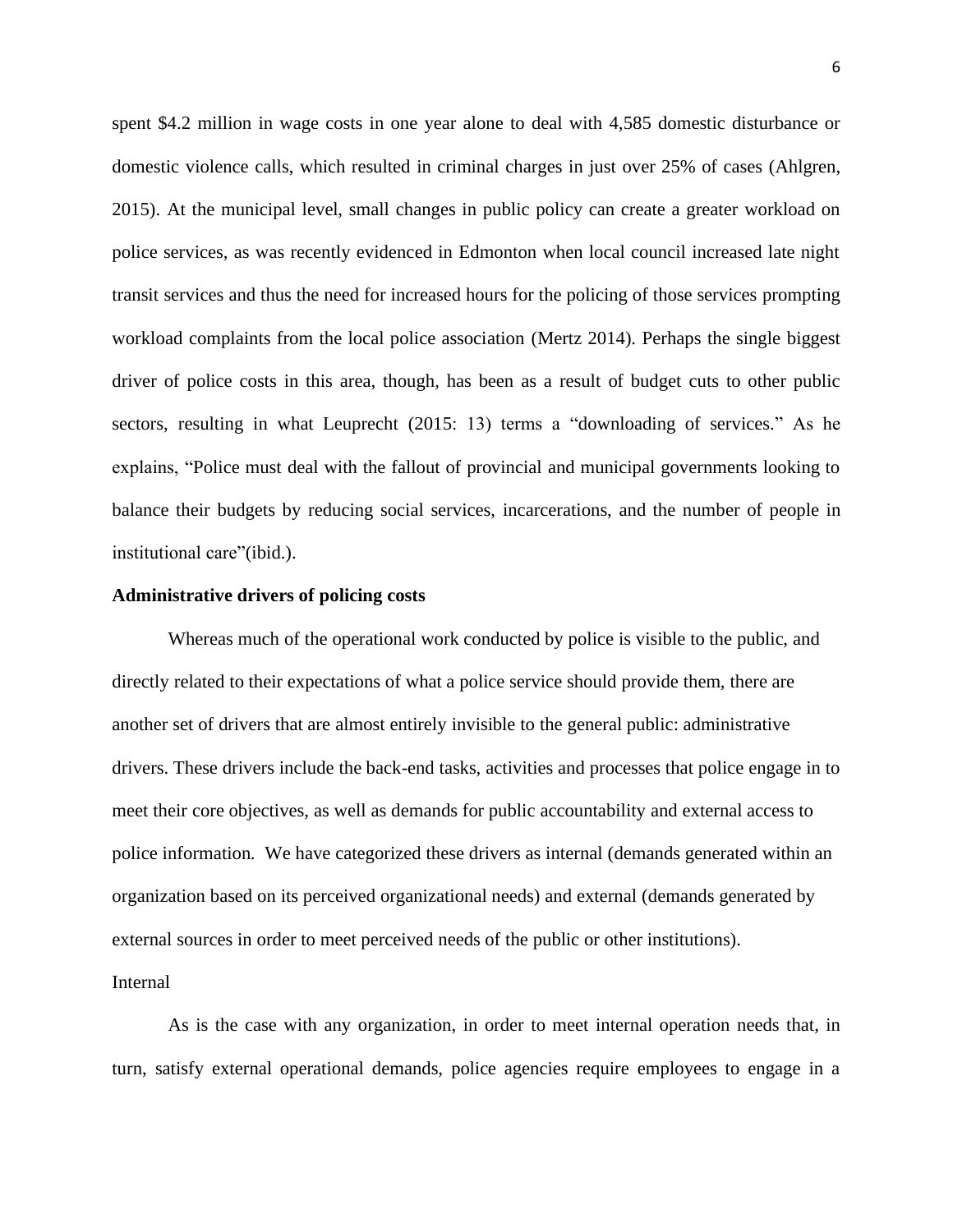spent $4.2 million in wage costs in one year alone to deal with 4,585 domestic disturbance or domestic violence calls, which resulted in criminal charges in just over 25% of cases (Ahlgren, 2015). At the municipal level, small changes in public policy can create a greater workload on police services, as was recently evidenced in Edmonton when local council increased late night transit services and thus the need for increased hours for the policing of those services prompting workload complaints from the local police association (Mertz 2014). Perhaps the single biggest driver of police costs in this area, though, has been as a result of budget cuts to other public sectors, resulting in what Leuprecht (2015: 13) terms a "downloading of services." As he explains, "Police must deal with the fallout of provincial and municipal governments looking to balance their budgets by reducing social services, incarcerations, and the number of people in institutional care"(ibid.).

**Administrative drivers of policing costs**

Whereas much of the operational work conducted by police is visible to the public, and directly related to their expectations of what a police service should provide them, there are another set of drivers that are almost entirely invisible to the general public: administrative drivers. These drivers include the back-end tasks, activities and processes that police engage in to meet their core objectives, as well as demands for public accountability and external access to police information. We have categorized these drivers as internal (demands generated within an organization based on its perceived organizational needs) and external (demands generated by external sources in order to meet perceived needs of the public or other institutions).

Internal

As is the case with any organization, in order to meet internal operation needs that, in turn, satisfy external operational demands, police agencies require employees to engage in a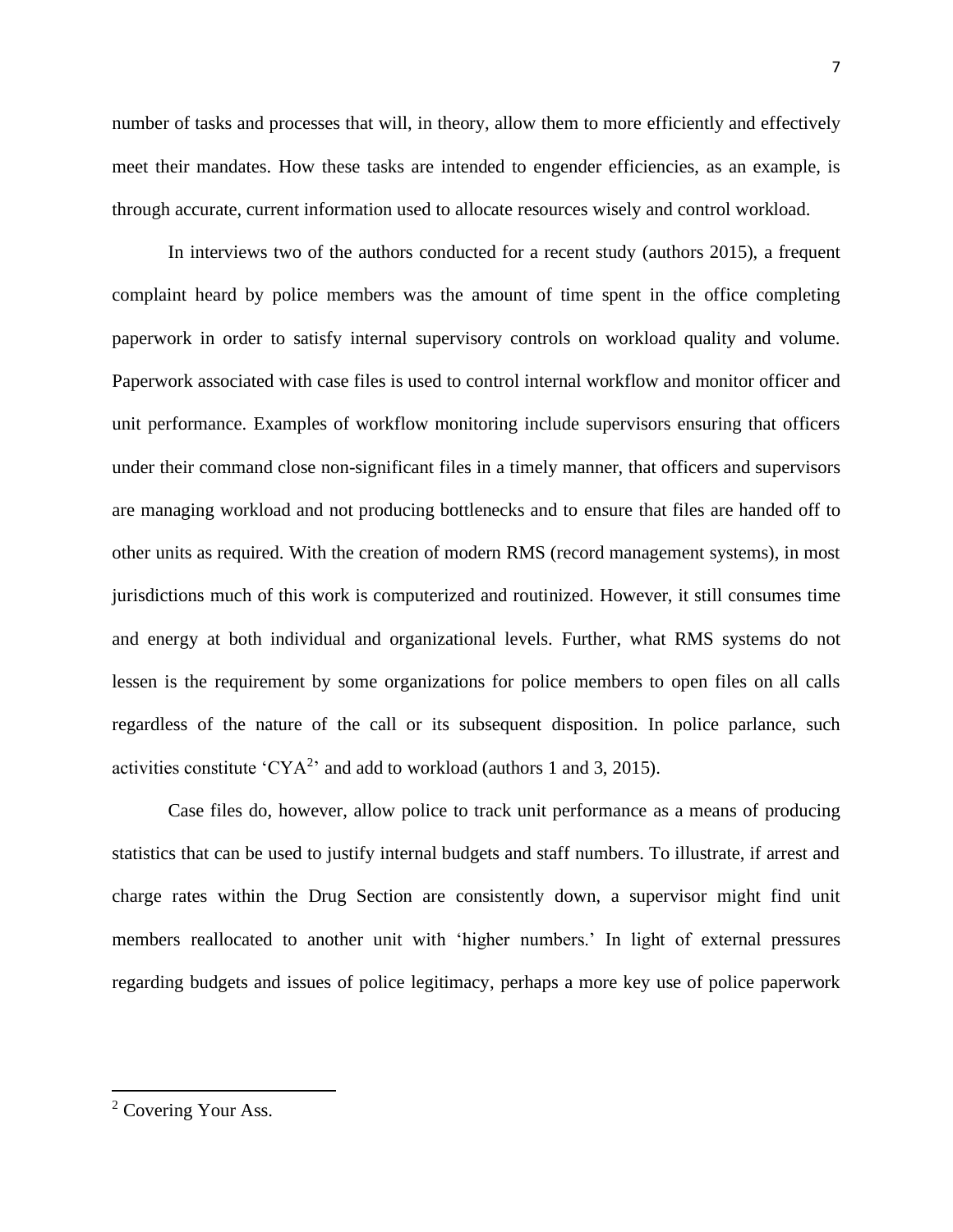number of tasks and processes that will, in theory, allow them to more efficiently and effectively meet their mandates. How these tasks are intended to engender efficiencies, as an example, is through accurate, current information used to allocate resources wisely and control workload.

In interviews two of the authors conducted for a recent study (authors 2015), a frequent complaint heard by police members was the amount of time spent in the office completing paperwork in order to satisfy internal supervisory controls on workload quality and volume. Paperwork associated with case files is used to control internal workflow and monitor officer and unit performance. Examples of workflow monitoring include supervisors ensuring that officers under their command close non-significant files in a timely manner, that officers and supervisors are managing workload and not producing bottlenecks and to ensure that files are handed off to other units as required. With the creation of modern RMS (record management systems), in most jurisdictions much of this work is computerized and routinized. However, it still consumes time and energy at both individual and organizational levels. Further, what RMS systems do not lessen is the requirement by some organizations for police members to open files on all calls regardless of the nature of the call or its subsequent disposition. In police parlance, such activities constitute 'CYA[2]' and add to workload (authors 1 and 3, 2015).

Case files do, however, allow police to track unit performance as a means of producing statistics that can be used to justify internal budgets and staff numbers. To illustrate, if arrest and charge rates within the Drug Section are consistently down, a supervisor might find unit members reallocated to another unit with 'higher numbers.' In light of external pressures regarding budgets and issues of police legitimacy, perhaps a more key use of police paperwork

---

[2] Covering Your Ass.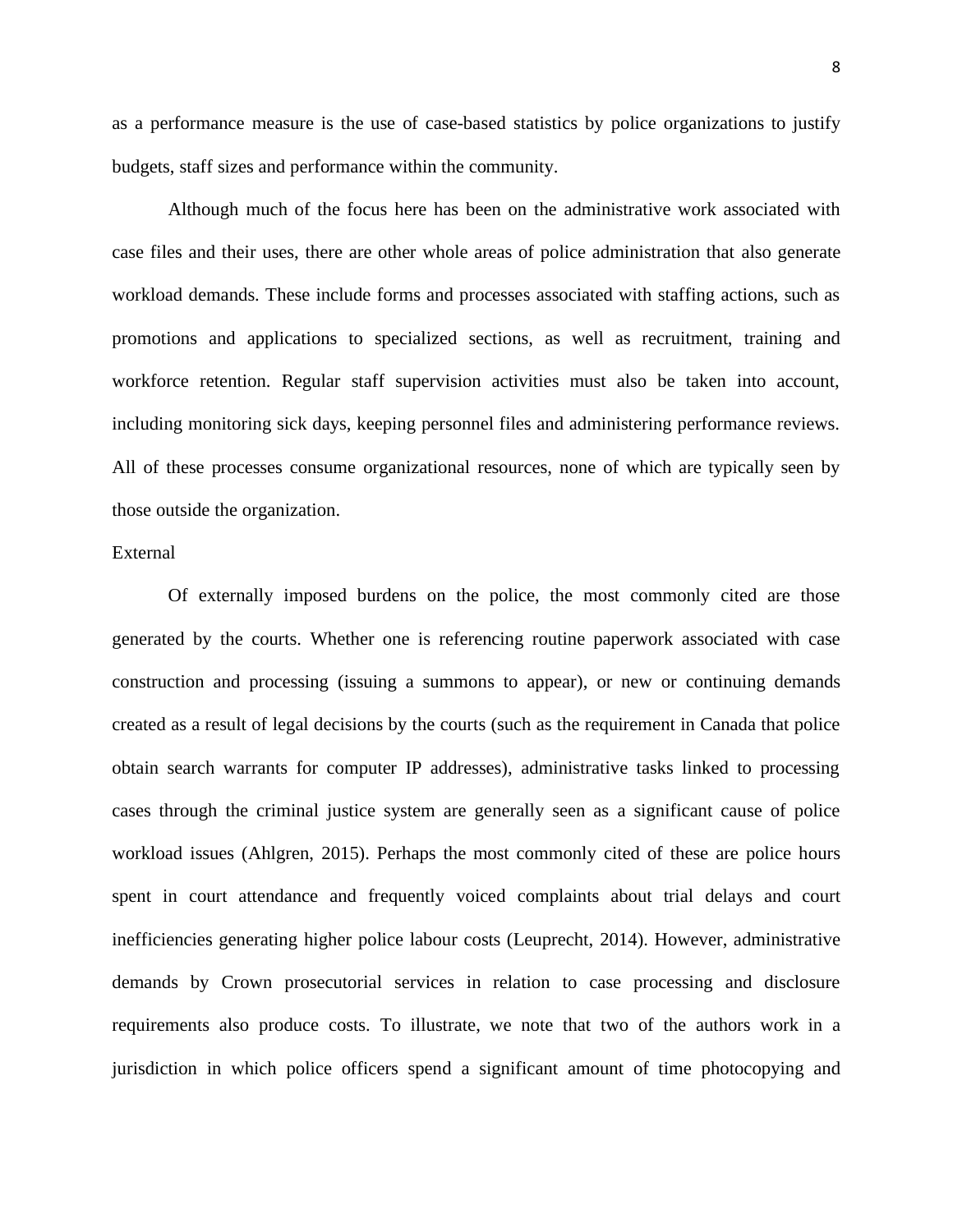as a performance measure is the use of case-based statistics by police organizations to justify budgets, staff sizes and performance within the community.

Although much of the focus here has been on the administrative work associated with case files and their uses, there are other whole areas of police administration that also generate workload demands. These include forms and processes associated with staffing actions, such as promotions and applications to specialized sections, as well as recruitment, training and workforce retention. Regular staff supervision activities must also be taken into account, including monitoring sick days, keeping personnel files and administering performance reviews. All of these processes consume organizational resources, none of which are typically seen by those outside the organization.

### External

Of externally imposed burdens on the police, the most commonly cited are those generated by the courts. Whether one is referencing routine paperwork associated with case construction and processing (issuing a summons to appear), or new or continuing demands created as a result of legal decisions by the courts (such as the requirement in Canada that police obtain search warrants for computer IP addresses), administrative tasks linked to processing cases through the criminal justice system are generally seen as a significant cause of police workload issues (Ahlgren, 2015). Perhaps the most commonly cited of these are police hours spent in court attendance and frequently voiced complaints about trial delays and court inefficiencies generating higher police labour costs (Leuprecht, 2014). However, administrative demands by Crown prosecutorial services in relation to case processing and disclosure requirements also produce costs. To illustrate, we note that two of the authors work in a jurisdiction in which police officers spend a significant amount of time photocopying and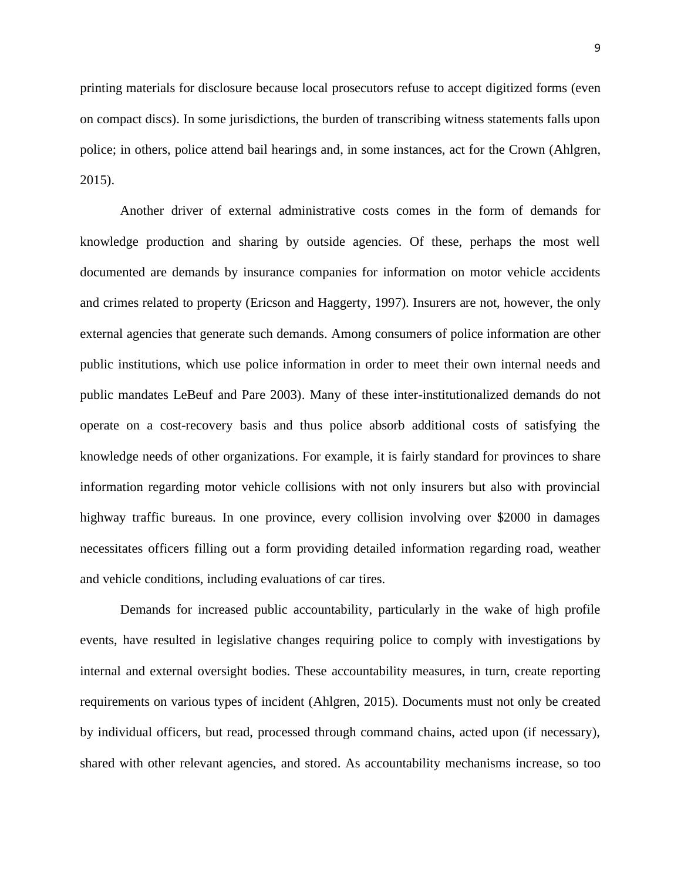printing materials for disclosure because local prosecutors refuse to accept digitized forms (even on compact discs). In some jurisdictions, the burden of transcribing witness statements falls upon police; in others, police attend bail hearings and, in some instances, act for the Crown (Ahlgren, 2015).

Another driver of external administrative costs comes in the form of demands for knowledge production and sharing by outside agencies. Of these, perhaps the most well documented are demands by insurance companies for information on motor vehicle accidents and crimes related to property (Ericson and Haggerty, 1997). Insurers are not, however, the only external agencies that generate such demands. Among consumers of police information are other public institutions, which use police information in order to meet their own internal needs and public mandates LeBeuf and Pare 2003). Many of these inter-institutionalized demands do not operate on a cost-recovery basis and thus police absorb additional costs of satisfying the knowledge needs of other organizations. For example, it is fairly standard for provinces to share information regarding motor vehicle collisions with not only insurers but also with provincial highway traffic bureaus. In one province, every collision involving over $2000 in damages necessitates officers filling out a form providing detailed information regarding road, weather and vehicle conditions, including evaluations of car tires.

Demands for increased public accountability, particularly in the wake of high profile events, have resulted in legislative changes requiring police to comply with investigations by internal and external oversight bodies. These accountability measures, in turn, create reporting requirements on various types of incident (Ahlgren, 2015). Documents must not only be created by individual officers, but read, processed through command chains, acted upon (if necessary), shared with other relevant agencies, and stored. As accountability mechanisms increase, so too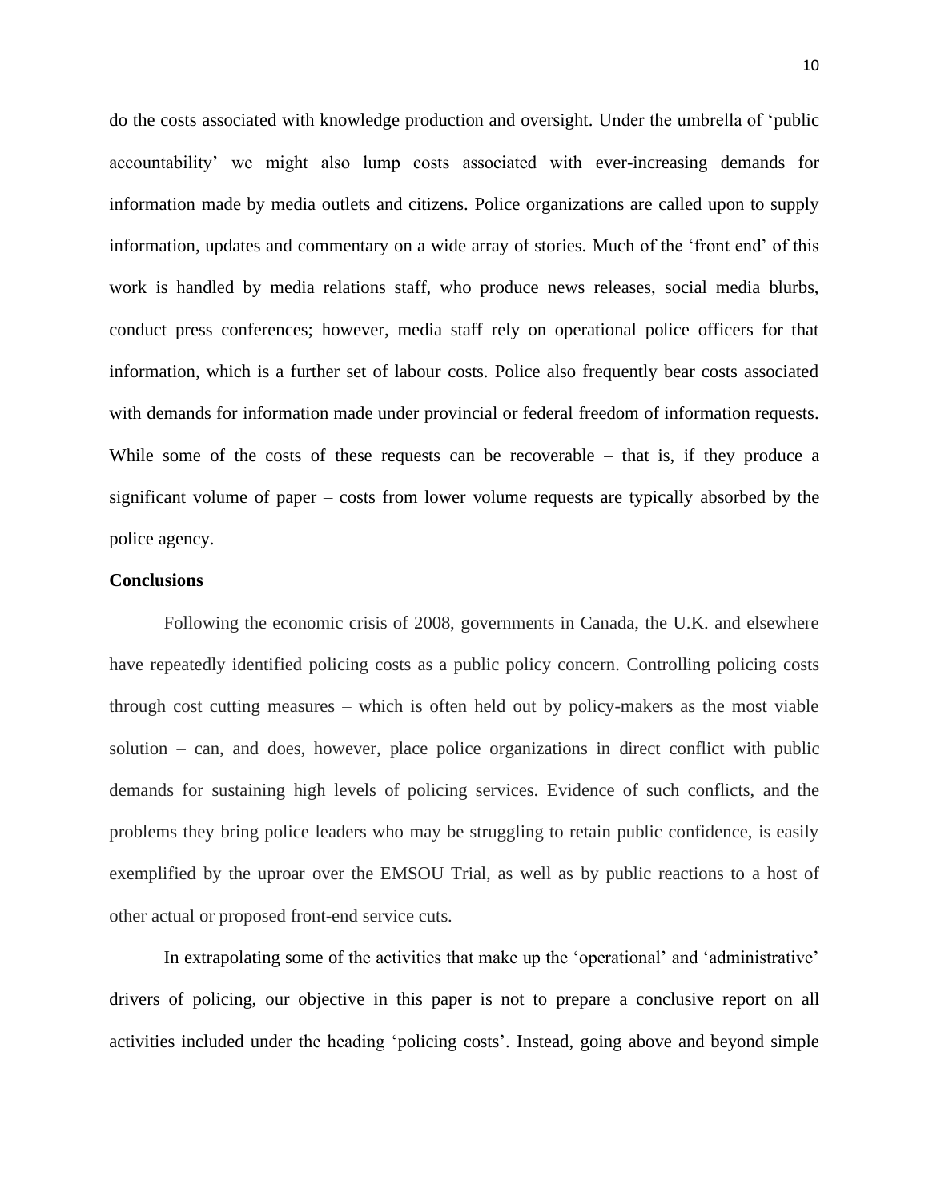do the costs associated with knowledge production and oversight. Under the umbrella of 'public accountability' we might also lump costs associated with ever-increasing demands for information made by media outlets and citizens. Police organizations are called upon to supply information, updates and commentary on a wide array of stories. Much of the 'front end' of this work is handled by media relations staff, who produce news releases, social media blurbs, conduct press conferences; however, media staff rely on operational police officers for that information, which is a further set of labour costs. Police also frequently bear costs associated with demands for information made under provincial or federal freedom of information requests. While some of the costs of these requests can be recoverable – that is, if they produce a significant volume of paper – costs from lower volume requests are typically absorbed by the police agency.

**Conclusions**

Following the economic crisis of 2008, governments in Canada, the U.K. and elsewhere have repeatedly identified policing costs as a public policy concern. Controlling policing costs through cost cutting measures – which is often held out by policy-makers as the most viable solution – can, and does, however, place police organizations in direct conflict with public demands for sustaining high levels of policing services. Evidence of such conflicts, and the problems they bring police leaders who may be struggling to retain public confidence, is easily exemplified by the uproar over the EMSOU Trial, as well as by public reactions to a host of other actual or proposed front-end service cuts.

In extrapolating some of the activities that make up the 'operational' and 'administrative' drivers of policing, our objective in this paper is not to prepare a conclusive report on all activities included under the heading 'policing costs'. Instead, going above and beyond simple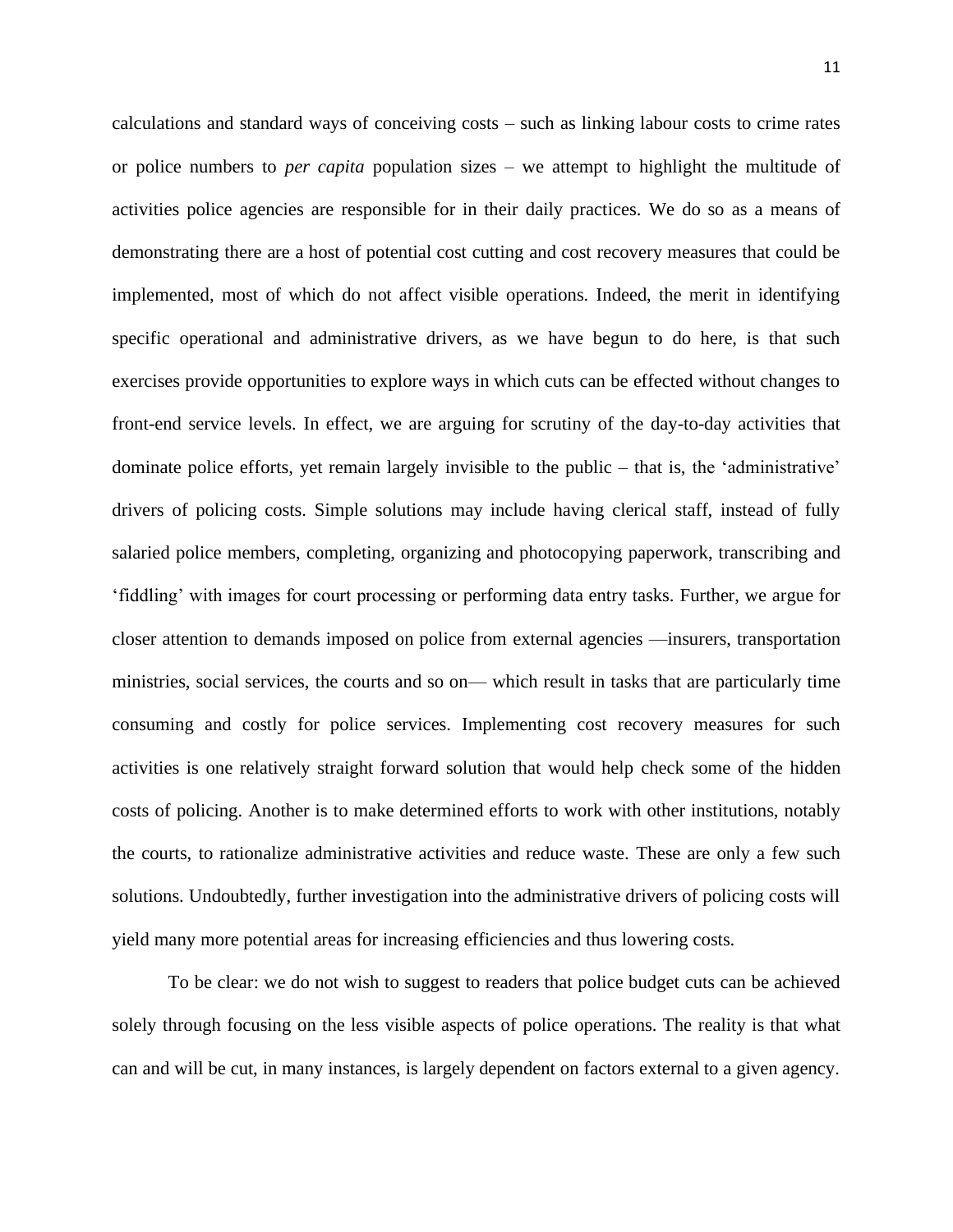calculations and standard ways of conceiving costs – such as linking labour costs to crime rates or police numbers to *per capita* population sizes – we attempt to highlight the multitude of activities police agencies are responsible for in their daily practices. We do so as a means of demonstrating there are a host of potential cost cutting and cost recovery measures that could be implemented, most of which do not affect visible operations. Indeed, the merit in identifying specific operational and administrative drivers, as we have begun to do here, is that such exercises provide opportunities to explore ways in which cuts can be effected without changes to front-end service levels. In effect, we are arguing for scrutiny of the day-to-day activities that dominate police efforts, yet remain largely invisible to the public – that is, the 'administrative' drivers of policing costs. Simple solutions may include having clerical staff, instead of fully salaried police members, completing, organizing and photocopying paperwork, transcribing and 'fiddling' with images for court processing or performing data entry tasks. Further, we argue for closer attention to demands imposed on police from external agencies —insurers, transportation ministries, social services, the courts and so on— which result in tasks that are particularly time consuming and costly for police services. Implementing cost recovery measures for such activities is one relatively straight forward solution that would help check some of the hidden costs of policing. Another is to make determined efforts to work with other institutions, notably the courts, to rationalize administrative activities and reduce waste. These are only a few such solutions. Undoubtedly, further investigation into the administrative drivers of policing costs will yield many more potential areas for increasing efficiencies and thus lowering costs.

To be clear: we do not wish to suggest to readers that police budget cuts can be achieved solely through focusing on the less visible aspects of police operations. The reality is that what can and will be cut, in many instances, is largely dependent on factors external to a given agency.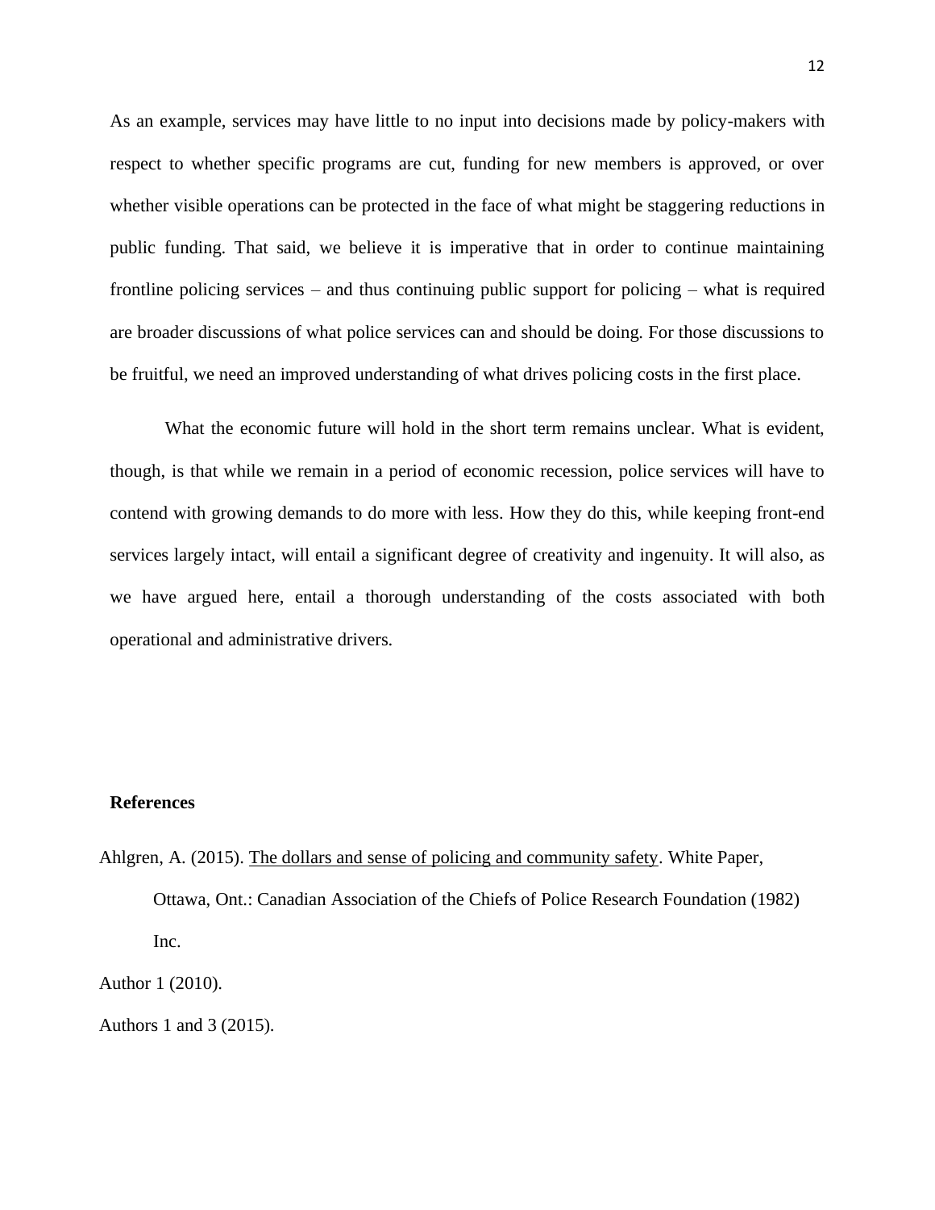As an example, services may have little to no input into decisions made by policy-makers with respect to whether specific programs are cut, funding for new members is approved, or over whether visible operations can be protected in the face of what might be staggering reductions in public funding. That said, we believe it is imperative that in order to continue maintaining frontline policing services – and thus continuing public support for policing – what is required are broader discussions of what police services can and should be doing. For those discussions to be fruitful, we need an improved understanding of what drives policing costs in the first place.

What the economic future will hold in the short term remains unclear. What is evident, though, is that while we remain in a period of economic recession, police services will have to contend with growing demands to do more with less. How they do this, while keeping front-end services largely intact, will entail a significant degree of creativity and ingenuity. It will also, as we have argued here, entail a thorough understanding of the costs associated with both operational and administrative drivers.

**References**

Ahlgren, A. (2015). The dollars and sense of policing and community safety. White Paper, Ottawa, Ont.: Canadian Association of the Chiefs of Police Research Foundation (1982) Inc.

Author 1 (2010).

Authors 1 and 3 (2015).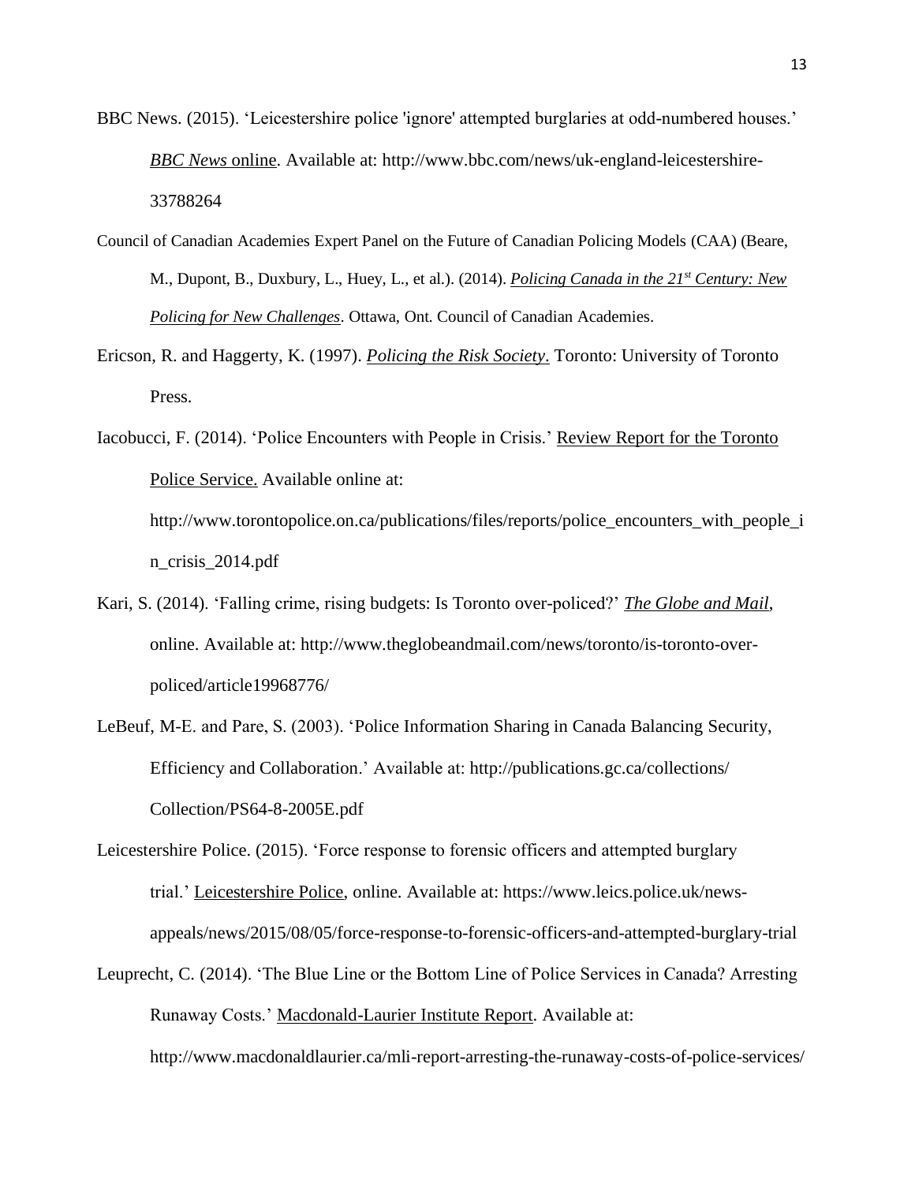BBC News. (2015). 'Leicestershire police 'ignore' attempted burglaries at odd-numbered houses.' *BBC News* online. Available at: http://www.bbc.com/news/uk-england-leicestershire-33788264

Council of Canadian Academies Expert Panel on the Future of Canadian Policing Models (CAA) (Beare, M., Dupont, B., Duxbury, L., Huey, L., et al.). (2014). *Policing Canada in the 21st Century: New Policing for New Challenges*. Ottawa, Ont. Council of Canadian Academies.

Ericson, R. and Haggerty, K. (1997). *Policing the Risk Society*. Toronto: University of Toronto Press.

Iacobucci, F. (2014). 'Police Encounters with People in Crisis.' Review Report for the Toronto Police Service. Available online at: http://www.torontopolice.on.ca/publications/files/reports/police_encounters_with_people_in_crisis_2014.pdf

Kari, S. (2014). 'Falling crime, rising budgets: Is Toronto over-policed?' *The Globe and Mail*, online. Available at: http://www.theglobeandmail.com/news/toronto/is-toronto-over-policed/article19968776/

LeBeuf, M-E. and Pare, S. (2003). 'Police Information Sharing in Canada Balancing Security, Efficiency and Collaboration.' Available at: http://publications.gc.ca/collections/Collection/PS64-8-2005E.pdf

Leicestershire Police. (2015). 'Force response to forensic officers and attempted burglary trial.' Leicestershire Police, online. Available at: https://www.leics.police.uk/news-appeals/news/2015/08/05/force-response-to-forensic-officers-and-attempted-burglary-trial

Leuprecht, C. (2014). 'The Blue Line or the Bottom Line of Police Services in Canada? Arresting Runaway Costs.' Macdonald-Laurier Institute Report. Available at: http://www.macdonaldlaurier.ca/mli-report-arresting-the-runaway-costs-of-police-services/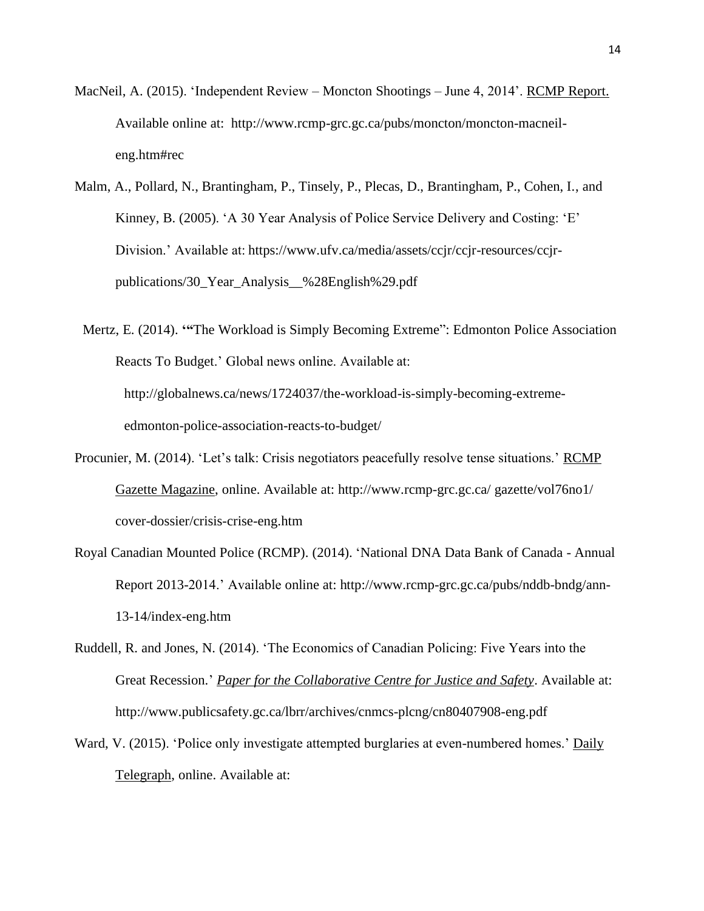MacNeil, A. (2015). 'Independent Review – Moncton Shootings – June 4, 2014'. RCMP Report. Available online at: http://www.rcmp-grc.gc.ca/pubs/moncton/moncton-macneil-eng.htm#rec

Malm, A., Pollard, N., Brantingham, P., Tinsely, P., Plecas, D., Brantingham, P., Cohen, I., and Kinney, B. (2005). 'A 30 Year Analysis of Police Service Delivery and Costing: 'E' Division.' Available at: https://www.ufv.ca/media/assets/ccjr/ccjr-resources/ccjr-publications/30_Year_Analysis__%28English%29.pdf

Mertz, E. (2014). '"The Workload is Simply Becoming Extreme": Edmonton Police Association Reacts To Budget.' Global news online. Available at: http://globalnews.ca/news/1724037/the-workload-is-simply-becoming-extreme-edmonton-police-association-reacts-to-budget/

Procunier, M. (2014). 'Let's talk: Crisis negotiators peacefully resolve tense situations.' RCMP Gazette Magazine, online. Available at: http://www.rcmp-grc.gc.ca/ gazette/vol76no1/ cover-dossier/crisis-crise-eng.htm

Royal Canadian Mounted Police (RCMP). (2014). 'National DNA Data Bank of Canada - Annual Report 2013-2014.' Available online at: http://www.rcmp-grc.gc.ca/pubs/nddb-bndg/ann-13-14/index-eng.htm

Ruddell, R. and Jones, N. (2014). 'The Economics of Canadian Policing: Five Years into the Great Recession.' *Paper for the Collaborative Centre for Justice and Safety*. Available at: http://www.publicsafety.gc.ca/lbrr/archives/cnmcs-plcng/cn80407908-eng.pdf

Ward, V. (2015). 'Police only investigate attempted burglaries at even-numbered homes.' Daily Telegraph, online. Available at: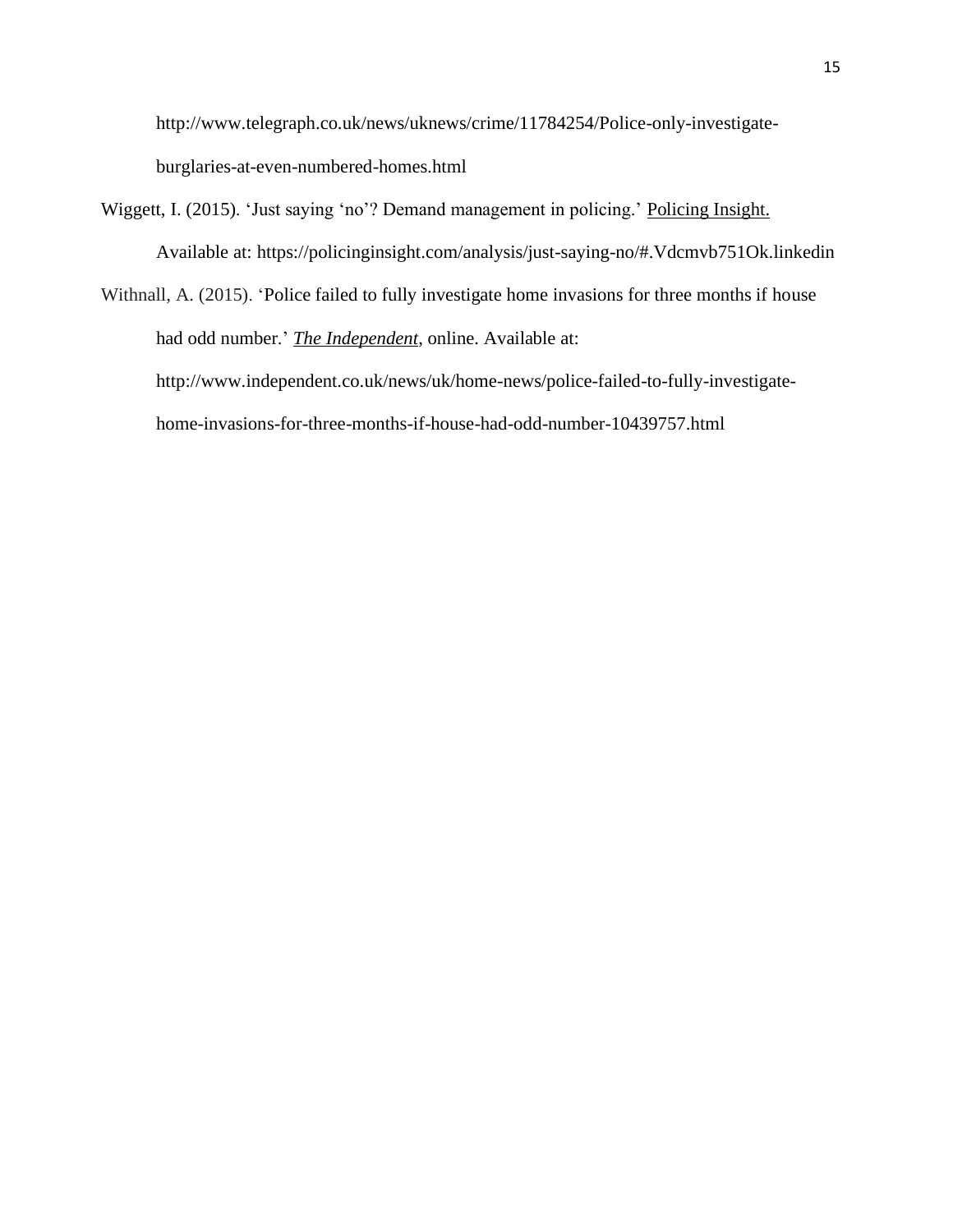http://www.telegraph.co.uk/news/uknews/crime/11784254/Police-only-investigate-burglaries-at-even-numbered-homes.html

Wiggett, I. (2015). 'Just saying 'no'? Demand management in policing.' Policing Insight. Available at: https://policinginsight.com/analysis/just-saying-no/#.Vdcmvb751Ok.linkedin

Withnall, A. (2015). 'Police failed to fully investigate home invasions for three months if house had odd number.' ***The Independent***, online. Available at: http://www.independent.co.uk/news/uk/home-news/police-failed-to-fully-investigate-home-invasions-for-three-months-if-house-had-odd-number-10439757.html